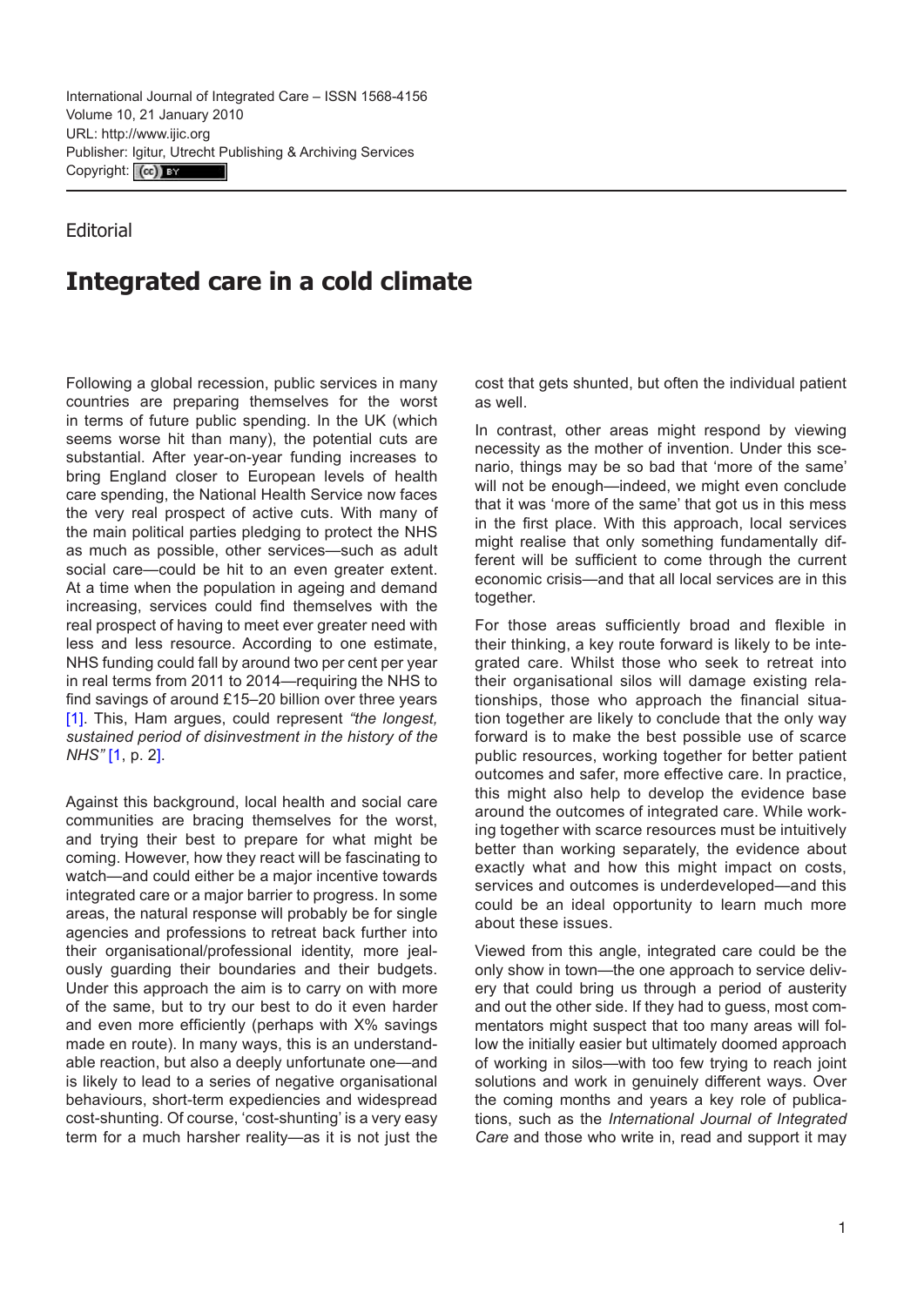International Journal of Integrated Care – ISSN 1568-4156
Volume 10, 21 January 2010
URL: http://www.ijic.org
Publisher: Igitur, Utrecht Publishing & Archiving Services
Copyright: (cc) BY

Editorial

# Integrated care in a cold climate

Following a global recession, public services in many countries are preparing themselves for the worst in terms of future public spending. In the UK (which seems worse hit than many), the potential cuts are substantial. After year-on-year funding increases to bring England closer to European levels of health care spending, the National Health Service now faces the very real prospect of active cuts. With many of the main political parties pledging to protect the NHS as much as possible, other services—such as adult social care—could be hit to an even greater extent. At a time when the population in ageing and demand increasing, services could find themselves with the real prospect of having to meet ever greater need with less and less resource. According to one estimate, NHS funding could fall by around two per cent per year in real terms from 2011 to 2014—requiring the NHS to find savings of around £15–20 billion over three years [1]. This, Ham argues, could represent *"the longest, sustained period of disinvestment in the history of the NHS"* [1, p. 2].

Against this background, local health and social care communities are bracing themselves for the worst, and trying their best to prepare for what might be coming. However, how they react will be fascinating to watch—and could either be a major incentive towards integrated care or a major barrier to progress. In some areas, the natural response will probably be for single agencies and professions to retreat back further into their organisational/professional identity, more jealously guarding their boundaries and their budgets. Under this approach the aim is to carry on with more of the same, but to try our best to do it even harder and even more efficiently (perhaps with X% savings made en route). In many ways, this is an understandable reaction, but also a deeply unfortunate one—and is likely to lead to a series of negative organisational behaviours, short-term expediencies and widespread cost-shunting. Of course, 'cost-shunting' is a very easy term for a much harsher reality—as it is not just the cost that gets shunted, but often the individual patient as well.

In contrast, other areas might respond by viewing necessity as the mother of invention. Under this scenario, things may be so bad that 'more of the same' will not be enough—indeed, we might even conclude that it was 'more of the same' that got us in this mess in the first place. With this approach, local services might realise that only something fundamentally different will be sufficient to come through the current economic crisis—and that all local services are in this together.

For those areas sufficiently broad and flexible in their thinking, a key route forward is likely to be integrated care. Whilst those who seek to retreat into their organisational silos will damage existing relationships, those who approach the financial situation together are likely to conclude that the only way forward is to make the best possible use of scarce public resources, working together for better patient outcomes and safer, more effective care. In practice, this might also help to develop the evidence base around the outcomes of integrated care. While working together with scarce resources must be intuitively better than working separately, the evidence about exactly what and how this might impact on costs, services and outcomes is underdeveloped—and this could be an ideal opportunity to learn much more about these issues.

Viewed from this angle, integrated care could be the only show in town—the one approach to service delivery that could bring us through a period of austerity and out the other side. If they had to guess, most commentators might suspect that too many areas will follow the initially easier but ultimately doomed approach of working in silos—with too few trying to reach joint solutions and work in genuinely different ways. Over the coming months and years a key role of publications, such as the *International Journal of Integrated Care* and those who write in, read and support it may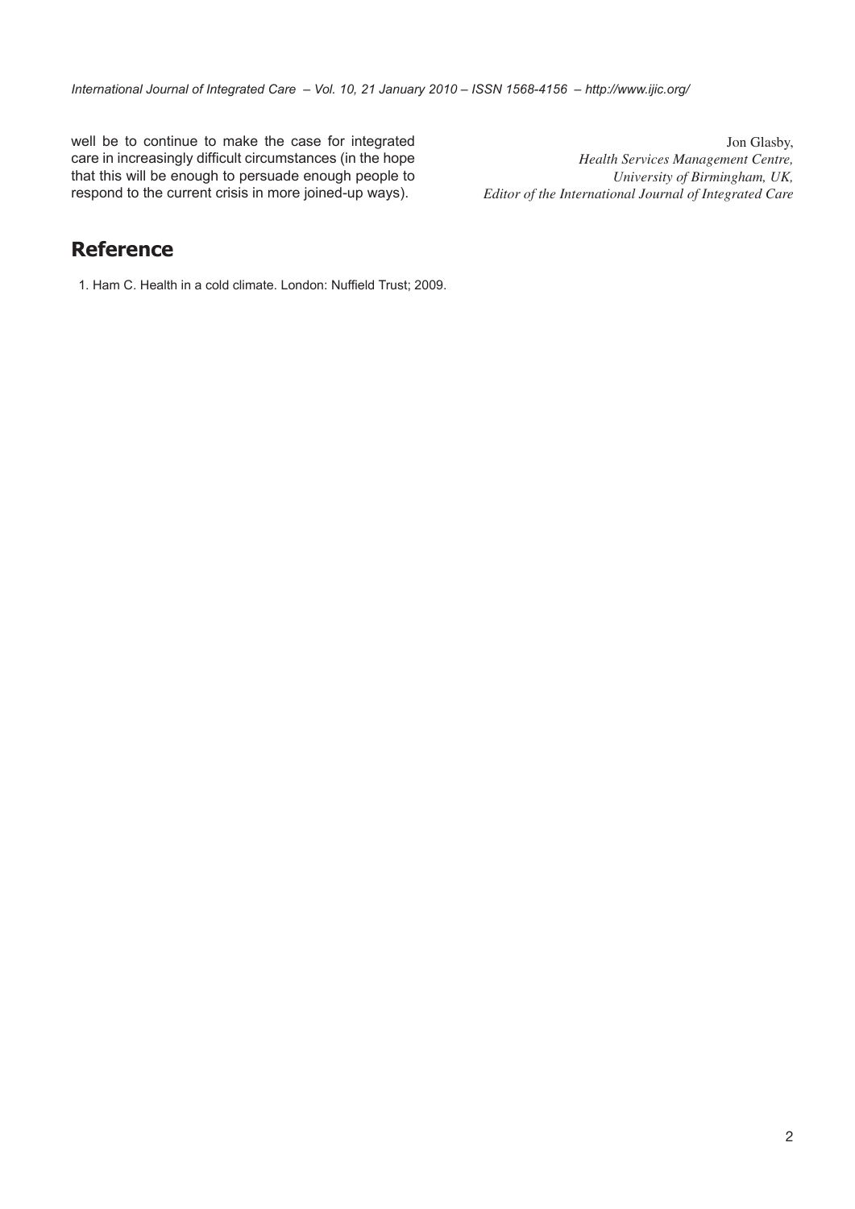well be to continue to make the case for integrated care in increasingly difficult circumstances (in the hope that this will be enough to persuade enough people to respond to the current crisis in more joined-up ways).

Jon Glasby,
*Health Services Management Centre,*
*University of Birmingham, UK,*
*Editor of the International Journal of Integrated Care*

## Reference

1. Ham C. Health in a cold climate. London: Nuffield Trust; 2009.